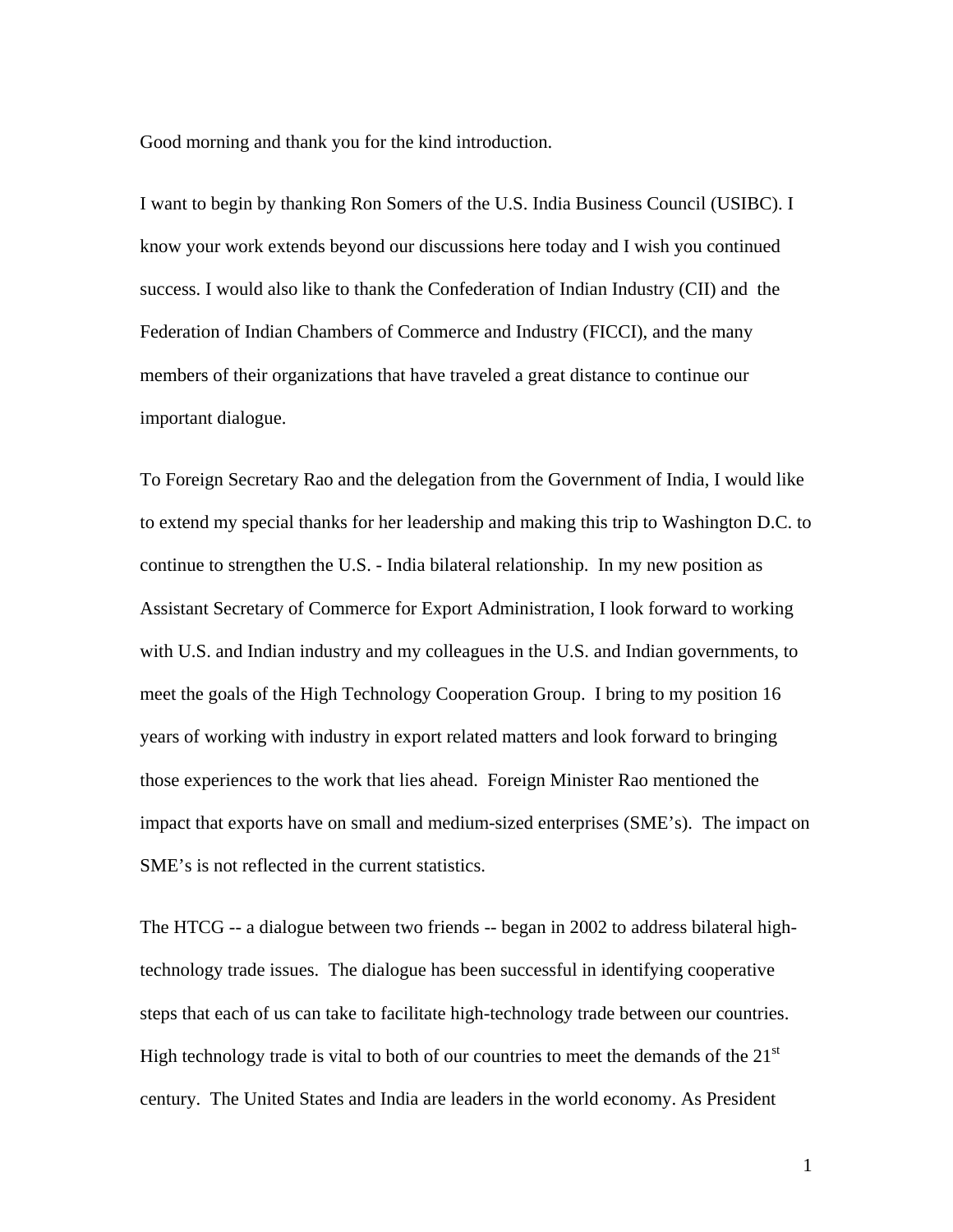Good morning and thank you for the kind introduction.

I want to begin by thanking Ron Somers of the U.S. India Business Council (USIBC). I know your work extends beyond our discussions here today and I wish you continued success. I would also like to thank the Confederation of Indian Industry (CII) and the Federation of Indian Chambers of Commerce and Industry (FICCI), and the many members of their organizations that have traveled a great distance to continue our important dialogue.

To Foreign Secretary Rao and the delegation from the Government of India, I would like to extend my special thanks for her leadership and making this trip to Washington D.C. to continue to strengthen the U.S. - India bilateral relationship. In my new position as Assistant Secretary of Commerce for Export Administration, I look forward to working with U.S. and Indian industry and my colleagues in the U.S. and Indian governments, to meet the goals of the High Technology Cooperation Group. I bring to my position 16 years of working with industry in export related matters and look forward to bringing those experiences to the work that lies ahead. Foreign Minister Rao mentioned the impact that exports have on small and medium-sized enterprises (SME's). The impact on SME's is not reflected in the current statistics.

The HTCG -- a dialogue between two friends -- began in 2002 to address bilateral high-technology trade issues. The dialogue has been successful in identifying cooperative steps that each of us can take to facilitate high-technology trade between our countries. High technology trade is vital to both of our countries to meet the demands of the 21st century. The United States and India are leaders in the world economy. As President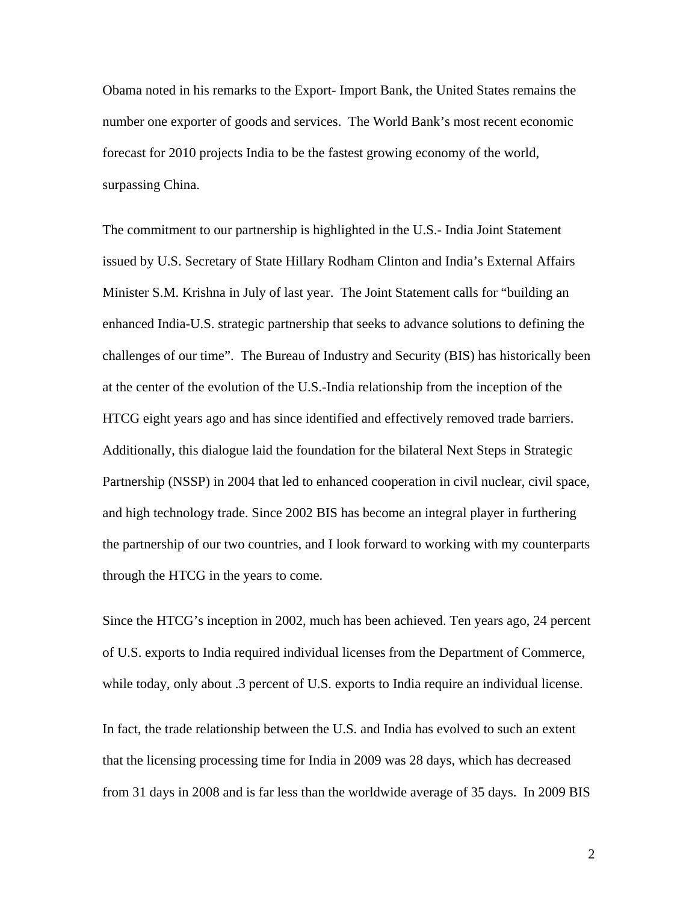Obama noted in his remarks to the Export- Import Bank, the United States remains the number one exporter of goods and services. The World Bank's most recent economic forecast for 2010 projects India to be the fastest growing economy of the world, surpassing China.

The commitment to our partnership is highlighted in the U.S.- India Joint Statement issued by U.S. Secretary of State Hillary Rodham Clinton and India's External Affairs Minister S.M. Krishna in July of last year. The Joint Statement calls for "building an enhanced India-U.S. strategic partnership that seeks to advance solutions to defining the challenges of our time". The Bureau of Industry and Security (BIS) has historically been at the center of the evolution of the U.S.-India relationship from the inception of the HTCG eight years ago and has since identified and effectively removed trade barriers. Additionally, this dialogue laid the foundation for the bilateral Next Steps in Strategic Partnership (NSSP) in 2004 that led to enhanced cooperation in civil nuclear, civil space, and high technology trade. Since 2002 BIS has become an integral player in furthering the partnership of our two countries, and I look forward to working with my counterparts through the HTCG in the years to come.

Since the HTCG's inception in 2002, much has been achieved. Ten years ago, 24 percent of U.S. exports to India required individual licenses from the Department of Commerce, while today, only about .3 percent of U.S. exports to India require an individual license.

In fact, the trade relationship between the U.S. and India has evolved to such an extent that the licensing processing time for India in 2009 was 28 days, which has decreased from 31 days in 2008 and is far less than the worldwide average of 35 days. In 2009 BIS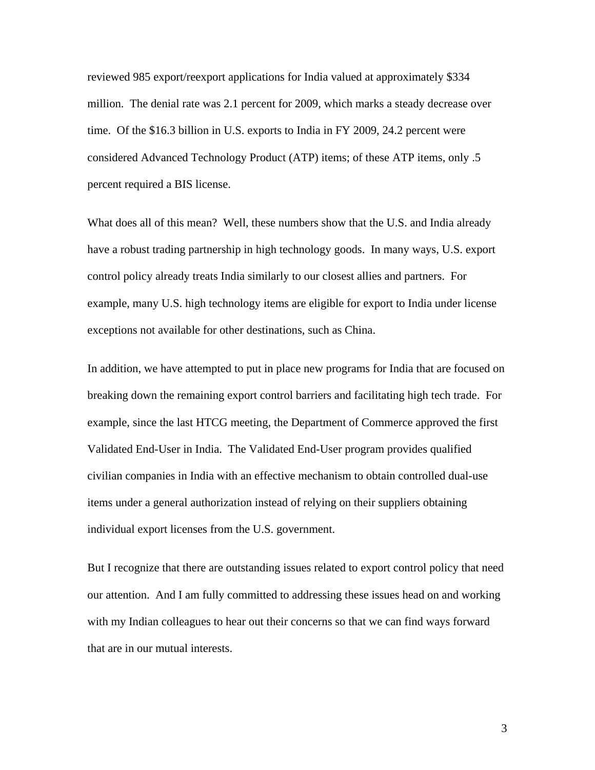reviewed 985 export/reexport applications for India valued at approximately $334 million. The denial rate was 2.1 percent for 2009, which marks a steady decrease over time. Of the $16.3 billion in U.S. exports to India in FY 2009, 24.2 percent were considered Advanced Technology Product (ATP) items; of these ATP items, only .5 percent required a BIS license.

What does all of this mean? Well, these numbers show that the U.S. and India already have a robust trading partnership in high technology goods. In many ways, U.S. export control policy already treats India similarly to our closest allies and partners. For example, many U.S. high technology items are eligible for export to India under license exceptions not available for other destinations, such as China.

In addition, we have attempted to put in place new programs for India that are focused on breaking down the remaining export control barriers and facilitating high tech trade. For example, since the last HTCG meeting, the Department of Commerce approved the first Validated End-User in India. The Validated End-User program provides qualified civilian companies in India with an effective mechanism to obtain controlled dual-use items under a general authorization instead of relying on their suppliers obtaining individual export licenses from the U.S. government.

But I recognize that there are outstanding issues related to export control policy that need our attention. And I am fully committed to addressing these issues head on and working with my Indian colleagues to hear out their concerns so that we can find ways forward that are in our mutual interests.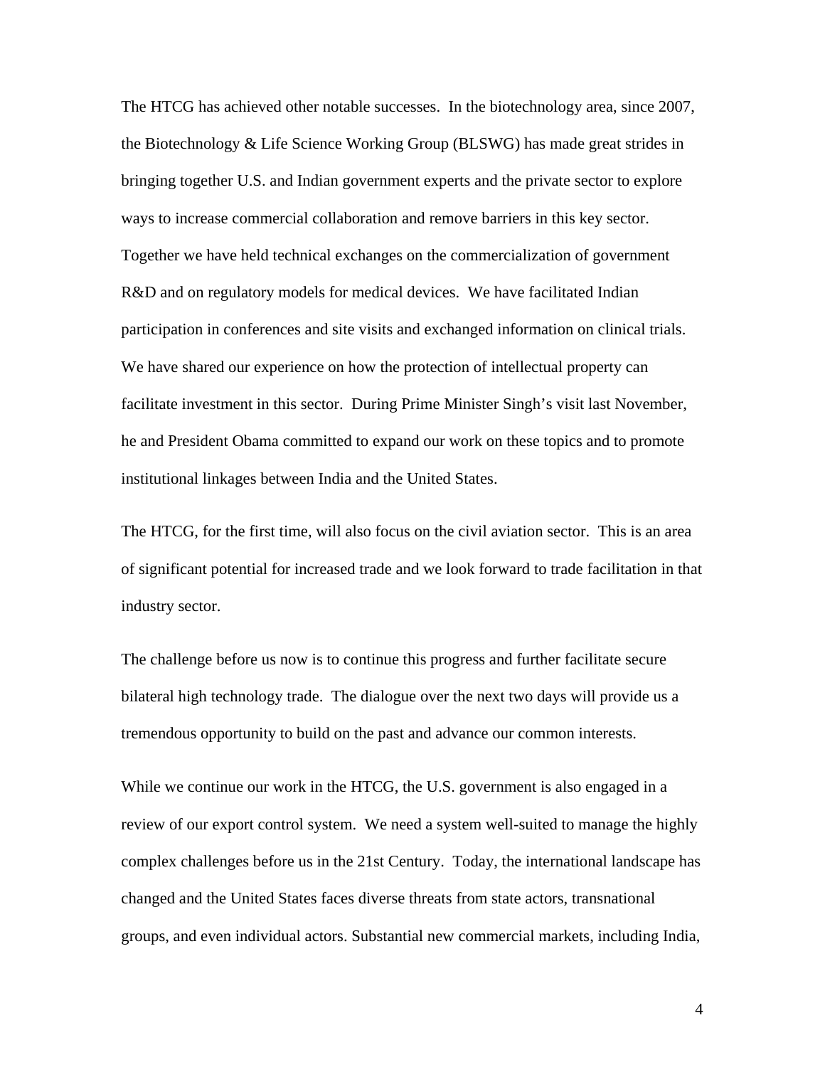The HTCG has achieved other notable successes. In the biotechnology area, since 2007, the Biotechnology & Life Science Working Group (BLSWG) has made great strides in bringing together U.S. and Indian government experts and the private sector to explore ways to increase commercial collaboration and remove barriers in this key sector. Together we have held technical exchanges on the commercialization of government R&D and on regulatory models for medical devices. We have facilitated Indian participation in conferences and site visits and exchanged information on clinical trials. We have shared our experience on how the protection of intellectual property can facilitate investment in this sector. During Prime Minister Singh's visit last November, he and President Obama committed to expand our work on these topics and to promote institutional linkages between India and the United States.

The HTCG, for the first time, will also focus on the civil aviation sector. This is an area of significant potential for increased trade and we look forward to trade facilitation in that industry sector.

The challenge before us now is to continue this progress and further facilitate secure bilateral high technology trade. The dialogue over the next two days will provide us a tremendous opportunity to build on the past and advance our common interests.

While we continue our work in the HTCG, the U.S. government is also engaged in a review of our export control system. We need a system well-suited to manage the highly complex challenges before us in the 21st Century. Today, the international landscape has changed and the United States faces diverse threats from state actors, transnational groups, and even individual actors. Substantial new commercial markets, including India,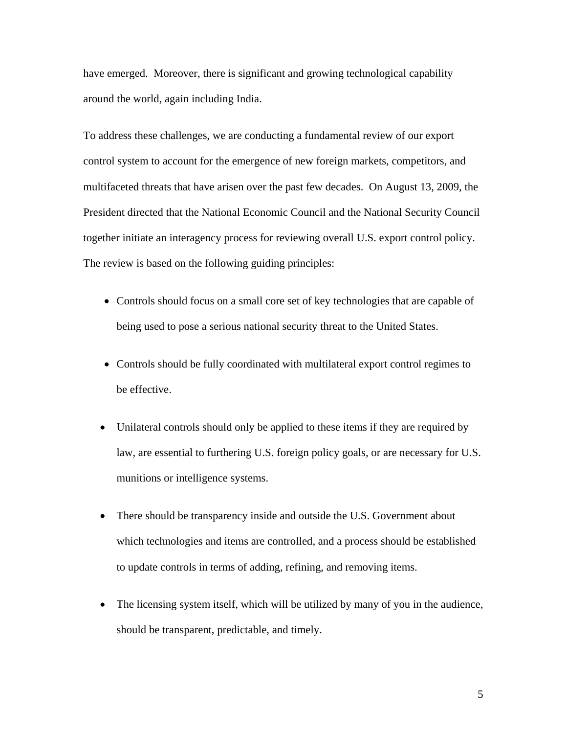have emerged. Moreover, there is significant and growing technological capability around the world, again including India.

To address these challenges, we are conducting a fundamental review of our export control system to account for the emergence of new foreign markets, competitors, and multifaceted threats that have arisen over the past few decades. On August 13, 2009, the President directed that the National Economic Council and the National Security Council together initiate an interagency process for reviewing overall U.S. export control policy. The review is based on the following guiding principles:

- Controls should focus on a small core set of key technologies that are capable of being used to pose a serious national security threat to the United States.
- Controls should be fully coordinated with multilateral export control regimes to be effective.
- Unilateral controls should only be applied to these items if they are required by law, are essential to furthering U.S. foreign policy goals, or are necessary for U.S. munitions or intelligence systems.
- There should be transparency inside and outside the U.S. Government about which technologies and items are controlled, and a process should be established to update controls in terms of adding, refining, and removing items.
- The licensing system itself, which will be utilized by many of you in the audience, should be transparent, predictable, and timely.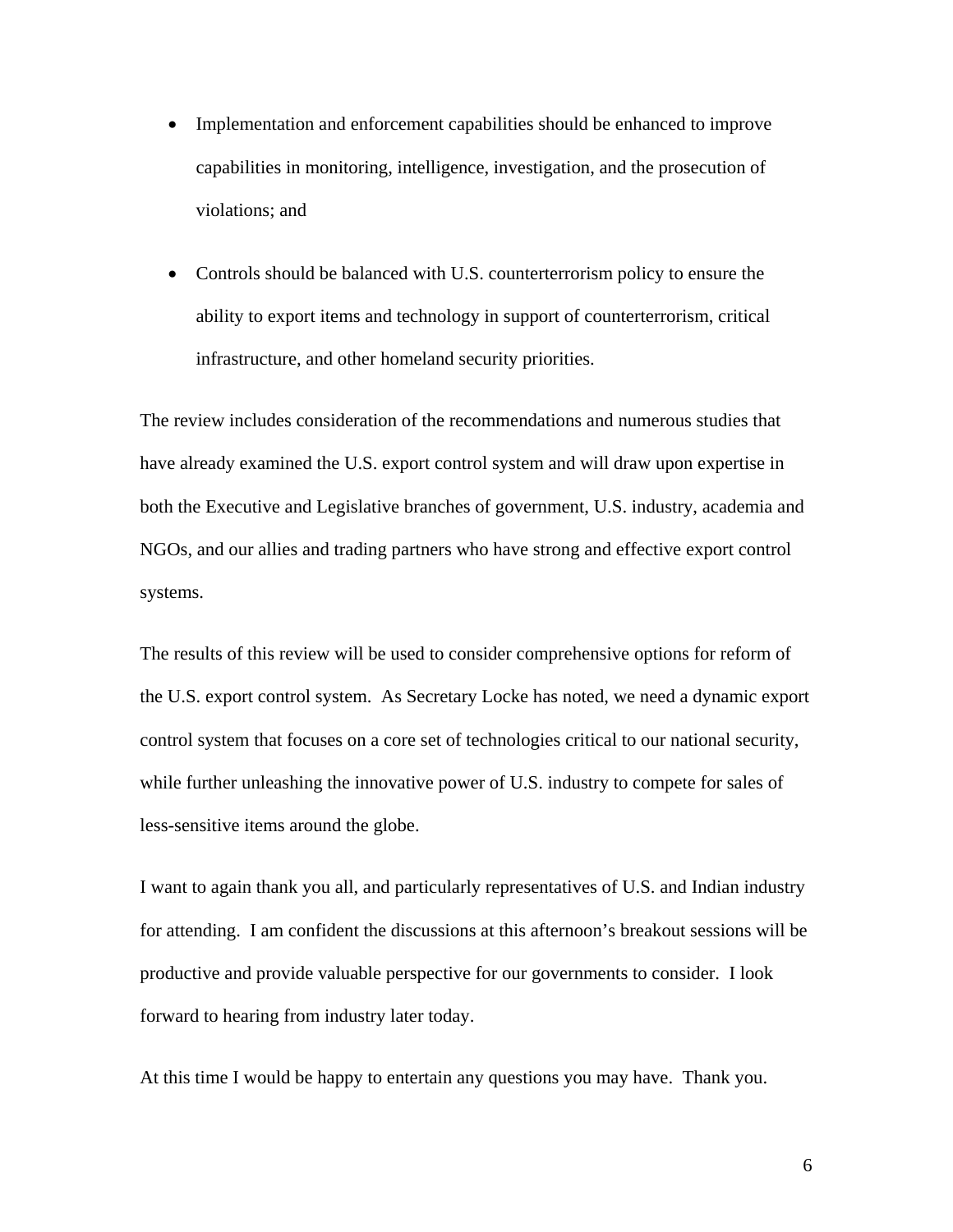- Implementation and enforcement capabilities should be enhanced to improve capabilities in monitoring, intelligence, investigation, and the prosecution of violations; and
- Controls should be balanced with U.S. counterterrorism policy to ensure the ability to export items and technology in support of counterterrorism, critical infrastructure, and other homeland security priorities.

The review includes consideration of the recommendations and numerous studies that have already examined the U.S. export control system and will draw upon expertise in both the Executive and Legislative branches of government, U.S. industry, academia and NGOs, and our allies and trading partners who have strong and effective export control systems.

The results of this review will be used to consider comprehensive options for reform of the U.S. export control system. As Secretary Locke has noted, we need a dynamic export control system that focuses on a core set of technologies critical to our national security, while further unleashing the innovative power of U.S. industry to compete for sales of less-sensitive items around the globe.

I want to again thank you all, and particularly representatives of U.S. and Indian industry for attending. I am confident the discussions at this afternoon's breakout sessions will be productive and provide valuable perspective for our governments to consider. I look forward to hearing from industry later today.

At this time I would be happy to entertain any questions you may have. Thank you.